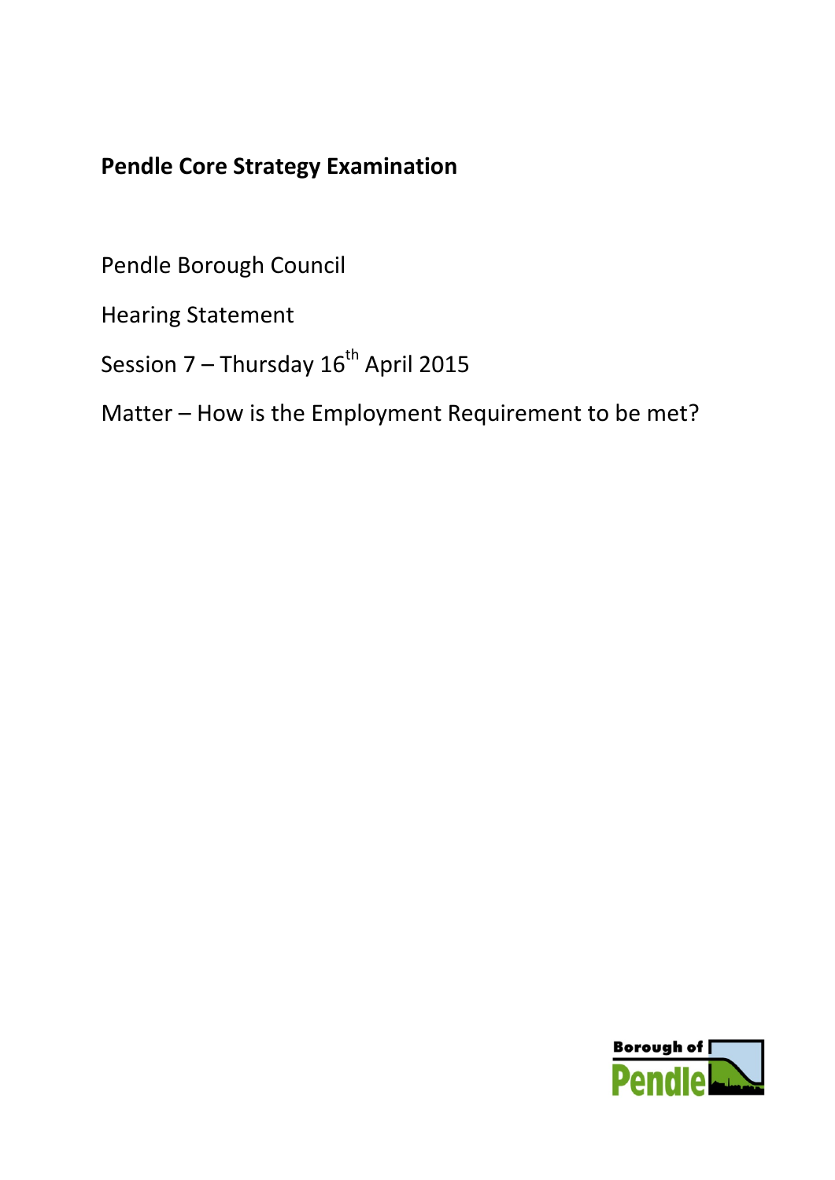# Pendle Core Strategy Examination

Pendle Borough Council

Hearing Statement

Session 7 – Thursday 16th April 2015

Matter – How is the Employment Requirement to be met?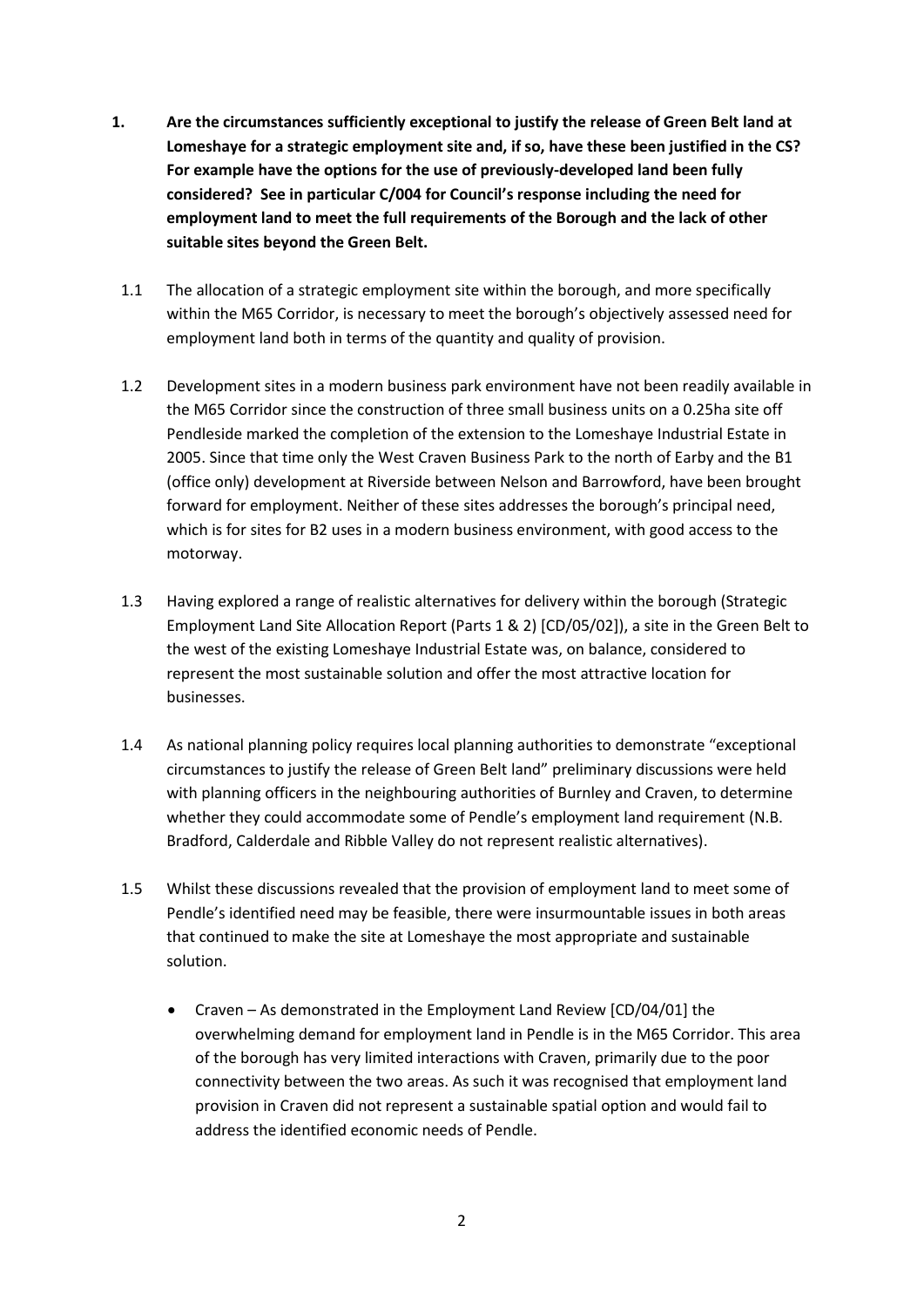**1. Are the circumstances sufficiently exceptional to justify the release of Green Belt land at Lomeshaye for a strategic employment site and, if so, have these been justified in the CS? For example have the options for the use of previously-developed land been fully considered? See in particular C/004 for Council's response including the need for employment land to meet the full requirements of the Borough and the lack of other suitable sites beyond the Green Belt.**

1.1 The allocation of a strategic employment site within the borough, and more specifically within the M65 Corridor, is necessary to meet the borough's objectively assessed need for employment land both in terms of the quantity and quality of provision.

1.2 Development sites in a modern business park environment have not been readily available in the M65 Corridor since the construction of three small business units on a 0.25ha site off Pendleside marked the completion of the extension to the Lomeshaye Industrial Estate in 2005. Since that time only the West Craven Business Park to the north of Earby and the B1 (office only) development at Riverside between Nelson and Barrowford, have been brought forward for employment. Neither of these sites addresses the borough's principal need, which is for sites for B2 uses in a modern business environment, with good access to the motorway.

1.3 Having explored a range of realistic alternatives for delivery within the borough (Strategic Employment Land Site Allocation Report (Parts 1 & 2) [CD/05/02]), a site in the Green Belt to the west of the existing Lomeshaye Industrial Estate was, on balance, considered to represent the most sustainable solution and offer the most attractive location for businesses.

1.4 As national planning policy requires local planning authorities to demonstrate "exceptional circumstances to justify the release of Green Belt land" preliminary discussions were held with planning officers in the neighbouring authorities of Burnley and Craven, to determine whether they could accommodate some of Pendle's employment land requirement (N.B. Bradford, Calderdale and Ribble Valley do not represent realistic alternatives).

1.5 Whilst these discussions revealed that the provision of employment land to meet some of Pendle's identified need may be feasible, there were insurmountable issues in both areas that continued to make the site at Lomeshaye the most appropriate and sustainable solution.

- Craven – As demonstrated in the Employment Land Review [CD/04/01] the overwhelming demand for employment land in Pendle is in the M65 Corridor. This area of the borough has very limited interactions with Craven, primarily due to the poor connectivity between the two areas. As such it was recognised that employment land provision in Craven did not represent a sustainable spatial option and would fail to address the identified economic needs of Pendle.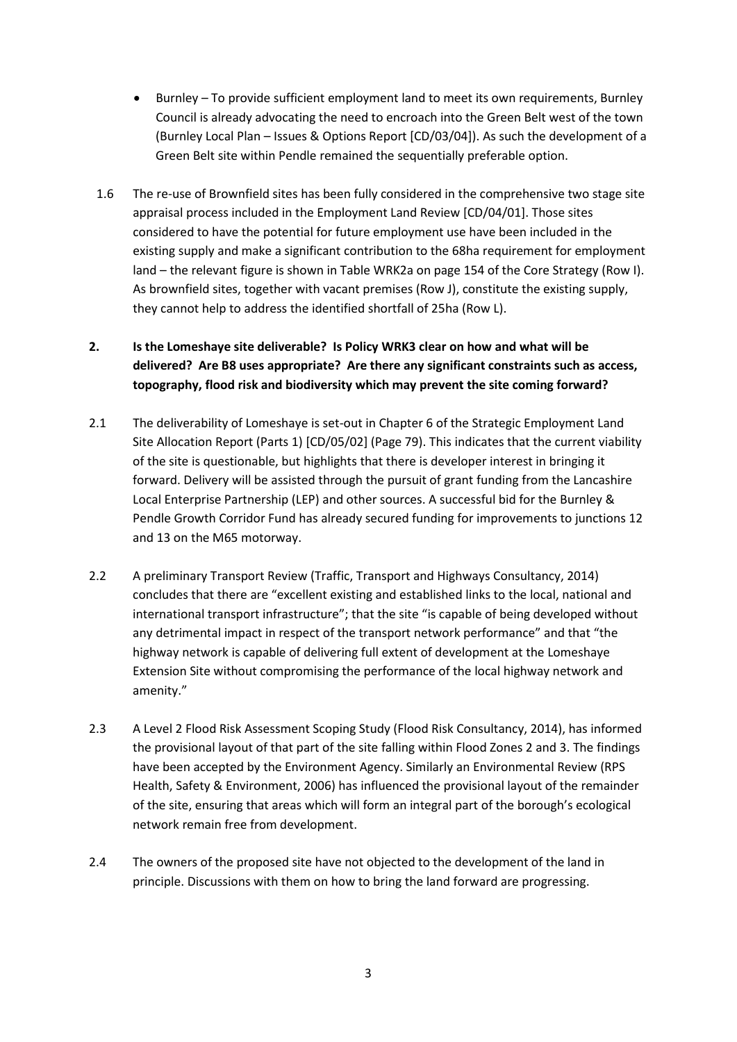- Burnley – To provide sufficient employment land to meet its own requirements, Burnley Council is already advocating the need to encroach into the Green Belt west of the town (Burnley Local Plan – Issues & Options Report [CD/03/04]). As such the development of a Green Belt site within Pendle remained the sequentially preferable option.

1.6 The re-use of Brownfield sites has been fully considered in the comprehensive two stage site appraisal process included in the Employment Land Review [CD/04/01]. Those sites considered to have the potential for future employment use have been included in the existing supply and make a significant contribution to the 68ha requirement for employment land – the relevant figure is shown in Table WRK2a on page 154 of the Core Strategy (Row I). As brownfield sites, together with vacant premises (Row J), constitute the existing supply, they cannot help to address the identified shortfall of 25ha (Row L).

**2. Is the Lomeshaye site deliverable? Is Policy WRK3 clear on how and what will be delivered? Are B8 uses appropriate? Are there any significant constraints such as access, topography, flood risk and biodiversity which may prevent the site coming forward?**

2.1 The deliverability of Lomeshaye is set-out in Chapter 6 of the Strategic Employment Land Site Allocation Report (Parts 1) [CD/05/02] (Page 79). This indicates that the current viability of the site is questionable, but highlights that there is developer interest in bringing it forward. Delivery will be assisted through the pursuit of grant funding from the Lancashire Local Enterprise Partnership (LEP) and other sources. A successful bid for the Burnley & Pendle Growth Corridor Fund has already secured funding for improvements to junctions 12 and 13 on the M65 motorway.

2.2 A preliminary Transport Review (Traffic, Transport and Highways Consultancy, 2014) concludes that there are "excellent existing and established links to the local, national and international transport infrastructure"; that the site "is capable of being developed without any detrimental impact in respect of the transport network performance" and that "the highway network is capable of delivering full extent of development at the Lomeshaye Extension Site without compromising the performance of the local highway network and amenity."

2.3 A Level 2 Flood Risk Assessment Scoping Study (Flood Risk Consultancy, 2014), has informed the provisional layout of that part of the site falling within Flood Zones 2 and 3. The findings have been accepted by the Environment Agency. Similarly an Environmental Review (RPS Health, Safety & Environment, 2006) has influenced the provisional layout of the remainder of the site, ensuring that areas which will form an integral part of the borough's ecological network remain free from development.

2.4 The owners of the proposed site have not objected to the development of the land in principle. Discussions with them on how to bring the land forward are progressing.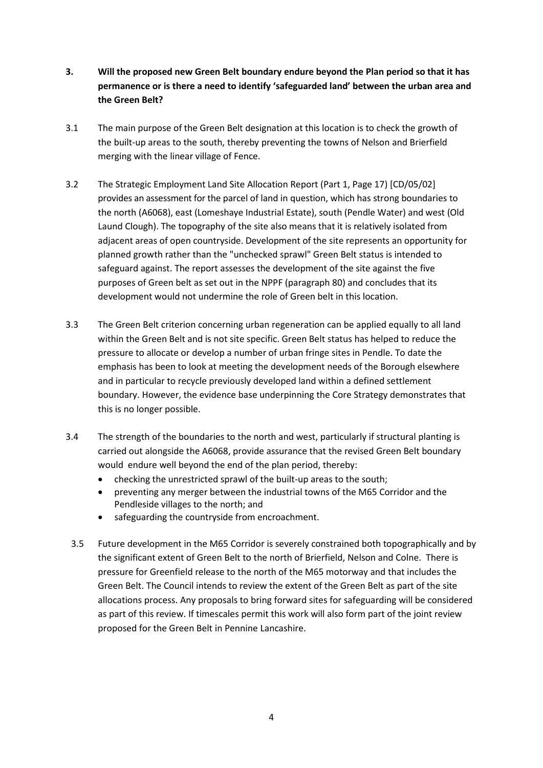**3. Will the proposed new Green Belt boundary endure beyond the Plan period so that it has permanence or is there a need to identify 'safeguarded land' between the urban area and the Green Belt?**

3.1 The main purpose of the Green Belt designation at this location is to check the growth of the built-up areas to the south, thereby preventing the towns of Nelson and Brierfield merging with the linear village of Fence.

3.2 The Strategic Employment Land Site Allocation Report (Part 1, Page 17) [CD/05/02] provides an assessment for the parcel of land in question, which has strong boundaries to the north (A6068), east (Lomeshaye Industrial Estate), south (Pendle Water) and west (Old Laund Clough). The topography of the site also means that it is relatively isolated from adjacent areas of open countryside. Development of the site represents an opportunity for planned growth rather than the "unchecked sprawl" Green Belt status is intended to safeguard against. The report assesses the development of the site against the five purposes of Green belt as set out in the NPPF (paragraph 80) and concludes that its development would not undermine the role of Green belt in this location.

3.3 The Green Belt criterion concerning urban regeneration can be applied equally to all land within the Green Belt and is not site specific. Green Belt status has helped to reduce the pressure to allocate or develop a number of urban fringe sites in Pendle. To date the emphasis has been to look at meeting the development needs of the Borough elsewhere and in particular to recycle previously developed land within a defined settlement boundary. However, the evidence base underpinning the Core Strategy demonstrates that this is no longer possible.

3.4 The strength of the boundaries to the north and west, particularly if structural planting is carried out alongside the A6068, provide assurance that the revised Green Belt boundary would endure well beyond the end of the plan period, thereby:

- checking the unrestricted sprawl of the built-up areas to the south;
- preventing any merger between the industrial towns of the M65 Corridor and the Pendleside villages to the north; and
- safeguarding the countryside from encroachment.

3.5 Future development in the M65 Corridor is severely constrained both topographically and by the significant extent of Green Belt to the north of Brierfield, Nelson and Colne. There is pressure for Greenfield release to the north of the M65 motorway and that includes the Green Belt. The Council intends to review the extent of the Green Belt as part of the site allocations process. Any proposals to bring forward sites for safeguarding will be considered as part of this review. If timescales permit this work will also form part of the joint review proposed for the Green Belt in Pennine Lancashire.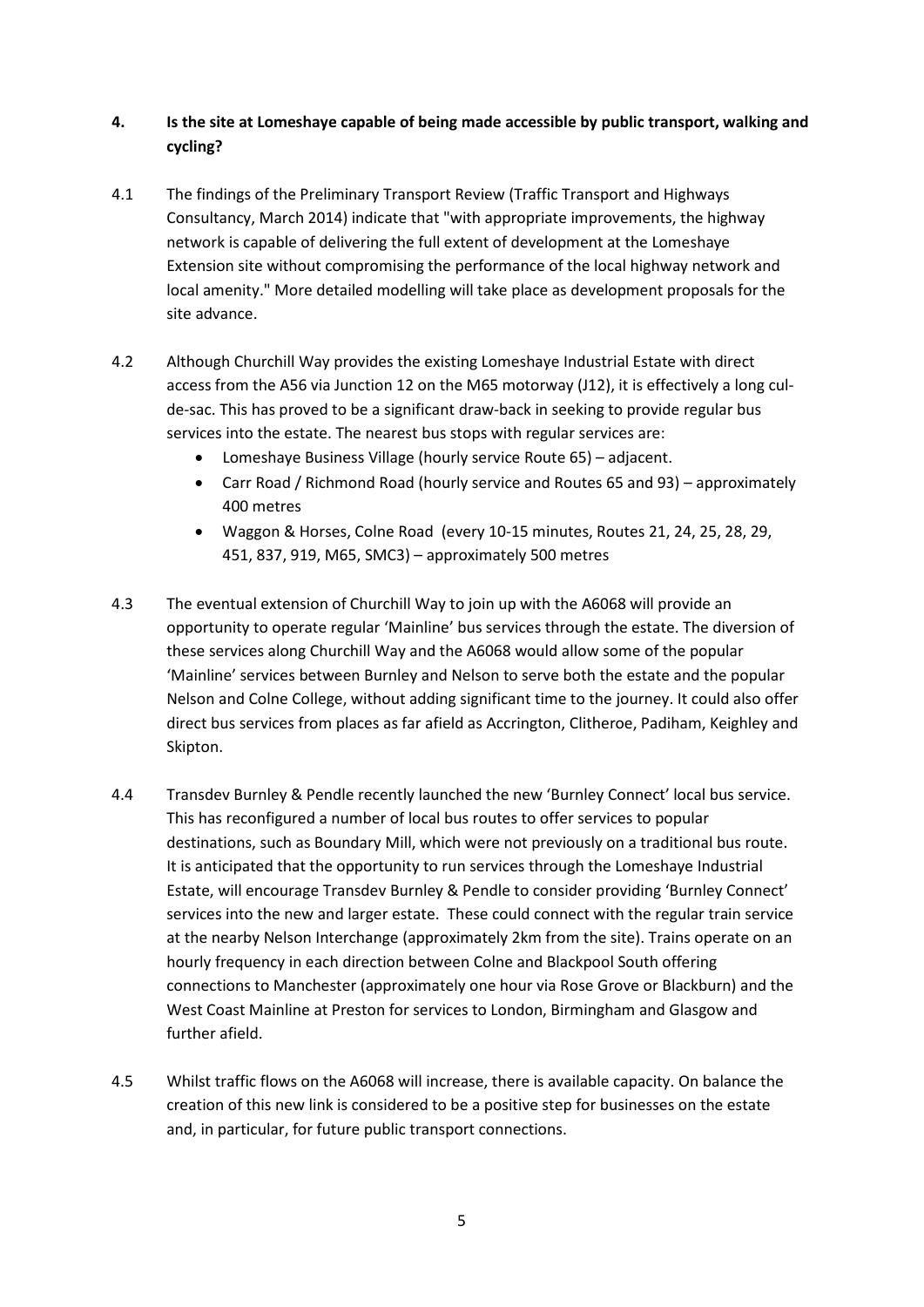## 4. Is the site at Lomeshaye capable of being made accessible by public transport, walking and cycling?

4.1 The findings of the Preliminary Transport Review (Traffic Transport and Highways Consultancy, March 2014) indicate that "with appropriate improvements, the highway network is capable of delivering the full extent of development at the Lomeshaye Extension site without compromising the performance of the local highway network and local amenity." More detailed modelling will take place as development proposals for the site advance.

4.2 Although Churchill Way provides the existing Lomeshaye Industrial Estate with direct access from the A56 via Junction 12 on the M65 motorway (J12), it is effectively a long cul-de-sac. This has proved to be a significant draw-back in seeking to provide regular bus services into the estate. The nearest bus stops with regular services are:

- Lomeshaye Business Village (hourly service Route 65) – adjacent.
- Carr Road / Richmond Road (hourly service and Routes 65 and 93) – approximately 400 metres
- Waggon & Horses, Colne Road (every 10-15 minutes, Routes 21, 24, 25, 28, 29, 451, 837, 919, M65, SMC3) – approximately 500 metres

4.3 The eventual extension of Churchill Way to join up with the A6068 will provide an opportunity to operate regular 'Mainline' bus services through the estate. The diversion of these services along Churchill Way and the A6068 would allow some of the popular 'Mainline' services between Burnley and Nelson to serve both the estate and the popular Nelson and Colne College, without adding significant time to the journey. It could also offer direct bus services from places as far afield as Accrington, Clitheroe, Padiham, Keighley and Skipton.

4.4 Transdev Burnley & Pendle recently launched the new 'Burnley Connect' local bus service. This has reconfigured a number of local bus routes to offer services to popular destinations, such as Boundary Mill, which were not previously on a traditional bus route. It is anticipated that the opportunity to run services through the Lomeshaye Industrial Estate, will encourage Transdev Burnley & Pendle to consider providing 'Burnley Connect' services into the new and larger estate. These could connect with the regular train service at the nearby Nelson Interchange (approximately 2km from the site). Trains operate on an hourly frequency in each direction between Colne and Blackpool South offering connections to Manchester (approximately one hour via Rose Grove or Blackburn) and the West Coast Mainline at Preston for services to London, Birmingham and Glasgow and further afield.

4.5 Whilst traffic flows on the A6068 will increase, there is available capacity. On balance the creation of this new link is considered to be a positive step for businesses on the estate and, in particular, for future public transport connections.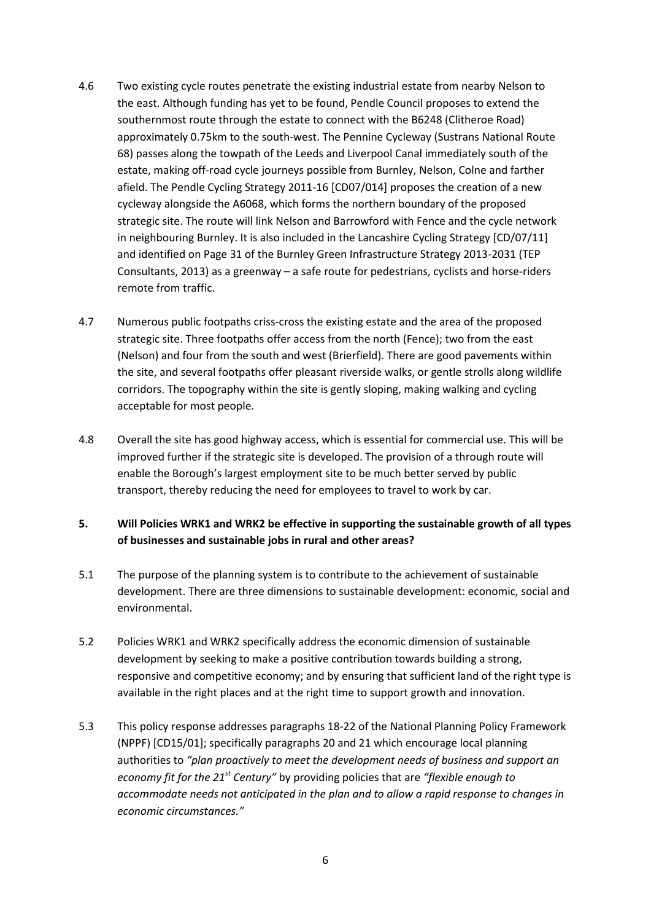4.6 Two existing cycle routes penetrate the existing industrial estate from nearby Nelson to the east. Although funding has yet to be found, Pendle Council proposes to extend the southernmost route through the estate to connect with the B6248 (Clitheroe Road) approximately 0.75km to the south-west. The Pennine Cycleway (Sustrans National Route 68) passes along the towpath of the Leeds and Liverpool Canal immediately south of the estate, making off-road cycle journeys possible from Burnley, Nelson, Colne and farther afield. The Pendle Cycling Strategy 2011-16 [CD07/014] proposes the creation of a new cycleway alongside the A6068, which forms the northern boundary of the proposed strategic site. The route will link Nelson and Barrowford with Fence and the cycle network in neighbouring Burnley. It is also included in the Lancashire Cycling Strategy [CD/07/11] and identified on Page 31 of the Burnley Green Infrastructure Strategy 2013-2031 (TEP Consultants, 2013) as a greenway – a safe route for pedestrians, cyclists and horse-riders remote from traffic.

4.7 Numerous public footpaths criss-cross the existing estate and the area of the proposed strategic site. Three footpaths offer access from the north (Fence); two from the east (Nelson) and four from the south and west (Brierfield). There are good pavements within the site, and several footpaths offer pleasant riverside walks, or gentle strolls along wildlife corridors. The topography within the site is gently sloping, making walking and cycling acceptable for most people.

4.8 Overall the site has good highway access, which is essential for commercial use. This will be improved further if the strategic site is developed. The provision of a through route will enable the Borough's largest employment site to be much better served by public transport, thereby reducing the need for employees to travel to work by car.

## 5. Will Policies WRK1 and WRK2 be effective in supporting the sustainable growth of all types of businesses and sustainable jobs in rural and other areas?

5.1 The purpose of the planning system is to contribute to the achievement of sustainable development. There are three dimensions to sustainable development: economic, social and environmental.

5.2 Policies WRK1 and WRK2 specifically address the economic dimension of sustainable development by seeking to make a positive contribution towards building a strong, responsive and competitive economy; and by ensuring that sufficient land of the right type is available in the right places and at the right time to support growth and innovation.

5.3 This policy response addresses paragraphs 18-22 of the National Planning Policy Framework (NPPF) [CD15/01]; specifically paragraphs 20 and 21 which encourage local planning authorities to *"plan proactively to meet the development needs of business and support an economy fit for the 21st Century"* by providing policies that are *"flexible enough to accommodate needs not anticipated in the plan and to allow a rapid response to changes in economic circumstances."*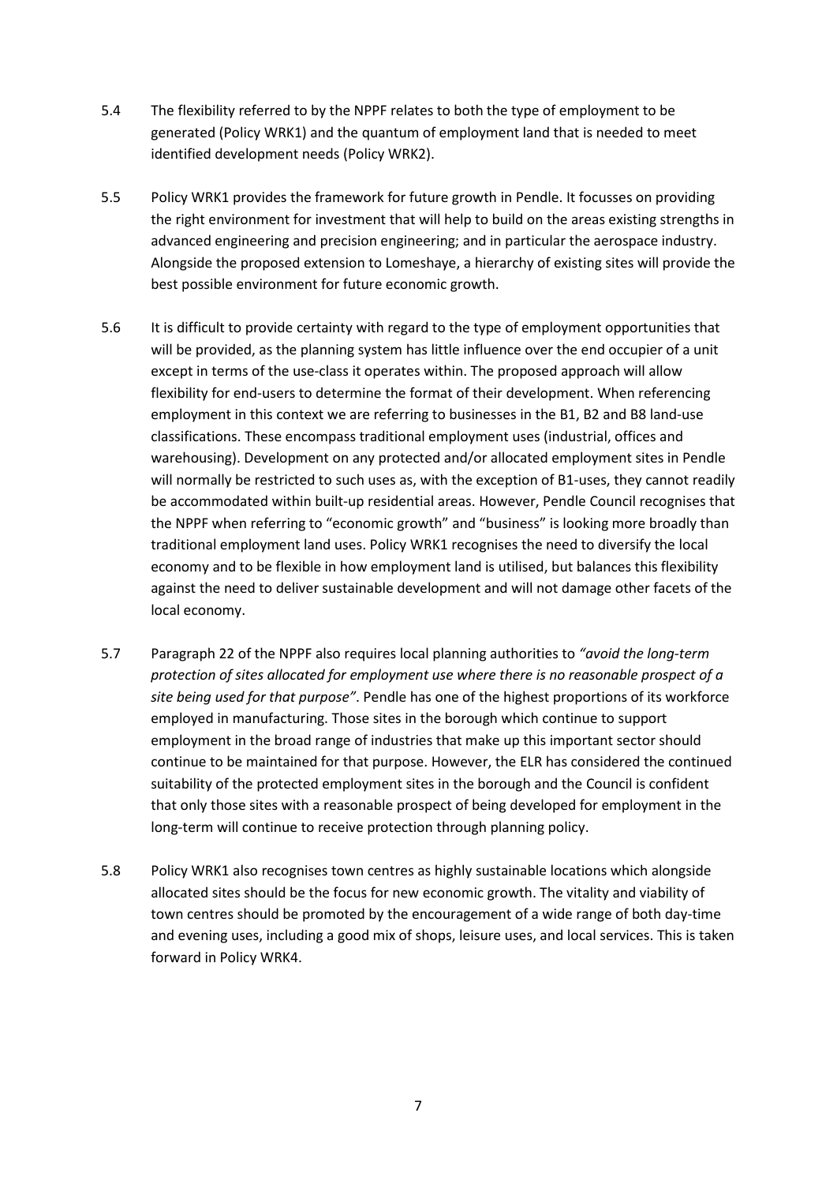5.4 The flexibility referred to by the NPPF relates to both the type of employment to be generated (Policy WRK1) and the quantum of employment land that is needed to meet identified development needs (Policy WRK2).

5.5 Policy WRK1 provides the framework for future growth in Pendle. It focusses on providing the right environment for investment that will help to build on the areas existing strengths in advanced engineering and precision engineering; and in particular the aerospace industry. Alongside the proposed extension to Lomeshaye, a hierarchy of existing sites will provide the best possible environment for future economic growth.

5.6 It is difficult to provide certainty with regard to the type of employment opportunities that will be provided, as the planning system has little influence over the end occupier of a unit except in terms of the use-class it operates within. The proposed approach will allow flexibility for end-users to determine the format of their development. When referencing employment in this context we are referring to businesses in the B1, B2 and B8 land-use classifications. These encompass traditional employment uses (industrial, offices and warehousing). Development on any protected and/or allocated employment sites in Pendle will normally be restricted to such uses as, with the exception of B1-uses, they cannot readily be accommodated within built-up residential areas. However, Pendle Council recognises that the NPPF when referring to "economic growth" and "business" is looking more broadly than traditional employment land uses. Policy WRK1 recognises the need to diversify the local economy and to be flexible in how employment land is utilised, but balances this flexibility against the need to deliver sustainable development and will not damage other facets of the local economy.

5.7 Paragraph 22 of the NPPF also requires local planning authorities to *"avoid the long-term protection of sites allocated for employment use where there is no reasonable prospect of a site being used for that purpose"*. Pendle has one of the highest proportions of its workforce employed in manufacturing. Those sites in the borough which continue to support employment in the broad range of industries that make up this important sector should continue to be maintained for that purpose. However, the ELR has considered the continued suitability of the protected employment sites in the borough and the Council is confident that only those sites with a reasonable prospect of being developed for employment in the long-term will continue to receive protection through planning policy.

5.8 Policy WRK1 also recognises town centres as highly sustainable locations which alongside allocated sites should be the focus for new economic growth. The vitality and viability of town centres should be promoted by the encouragement of a wide range of both day-time and evening uses, including a good mix of shops, leisure uses, and local services. This is taken forward in Policy WRK4.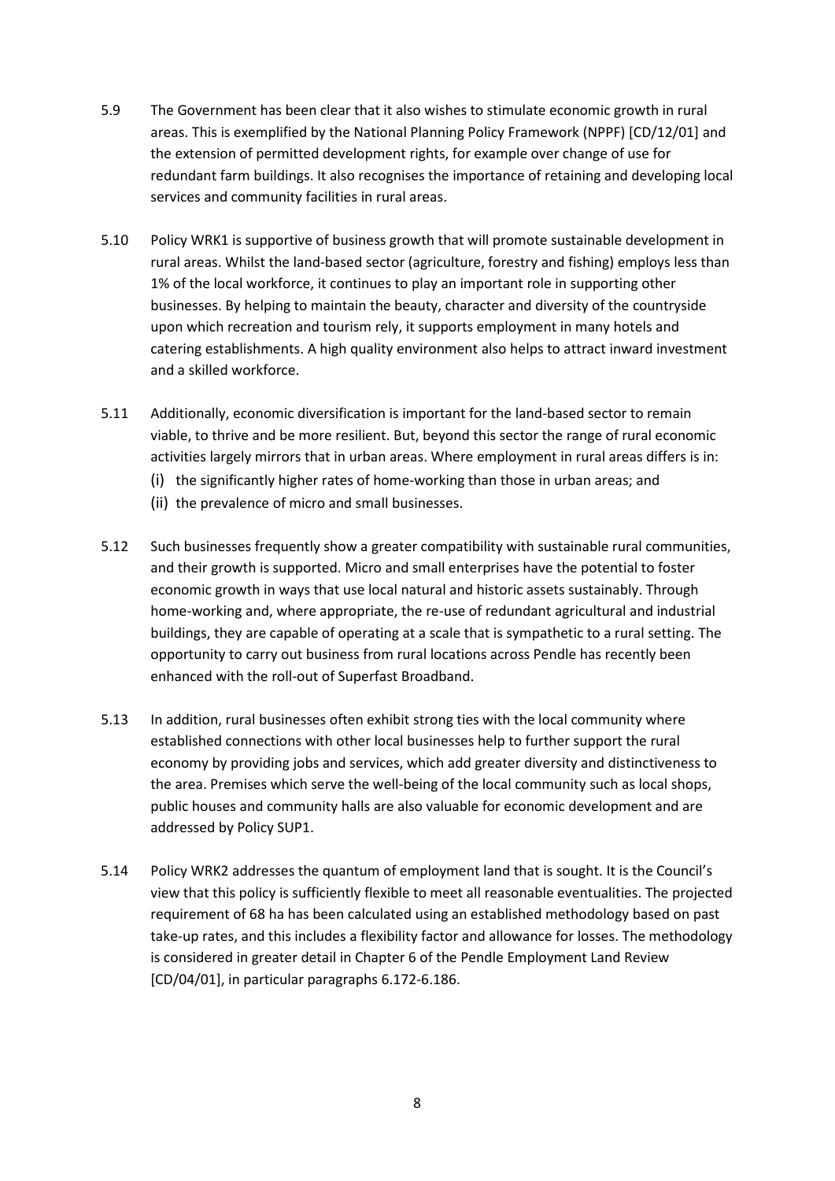5.9 The Government has been clear that it also wishes to stimulate economic growth in rural areas. This is exemplified by the National Planning Policy Framework (NPPF) [CD/12/01] and the extension of permitted development rights, for example over change of use for redundant farm buildings. It also recognises the importance of retaining and developing local services and community facilities in rural areas.

5.10 Policy WRK1 is supportive of business growth that will promote sustainable development in rural areas. Whilst the land-based sector (agriculture, forestry and fishing) employs less than 1% of the local workforce, it continues to play an important role in supporting other businesses. By helping to maintain the beauty, character and diversity of the countryside upon which recreation and tourism rely, it supports employment in many hotels and catering establishments. A high quality environment also helps to attract inward investment and a skilled workforce.

5.11 Additionally, economic diversification is important for the land-based sector to remain viable, to thrive and be more resilient. But, beyond this sector the range of rural economic activities largely mirrors that in urban areas. Where employment in rural areas differs is in:

(i) the significantly higher rates of home-working than those in urban areas; and
(ii) the prevalence of micro and small businesses.

5.12 Such businesses frequently show a greater compatibility with sustainable rural communities, and their growth is supported. Micro and small enterprises have the potential to foster economic growth in ways that use local natural and historic assets sustainably. Through home-working and, where appropriate, the re-use of redundant agricultural and industrial buildings, they are capable of operating at a scale that is sympathetic to a rural setting. The opportunity to carry out business from rural locations across Pendle has recently been enhanced with the roll-out of Superfast Broadband.

5.13 In addition, rural businesses often exhibit strong ties with the local community where established connections with other local businesses help to further support the rural economy by providing jobs and services, which add greater diversity and distinctiveness to the area. Premises which serve the well-being of the local community such as local shops, public houses and community halls are also valuable for economic development and are addressed by Policy SUP1.

5.14 Policy WRK2 addresses the quantum of employment land that is sought. It is the Council's view that this policy is sufficiently flexible to meet all reasonable eventualities. The projected requirement of 68 ha has been calculated using an established methodology based on past take-up rates, and this includes a flexibility factor and allowance for losses. The methodology is considered in greater detail in Chapter 6 of the Pendle Employment Land Review [CD/04/01], in particular paragraphs 6.172-6.186.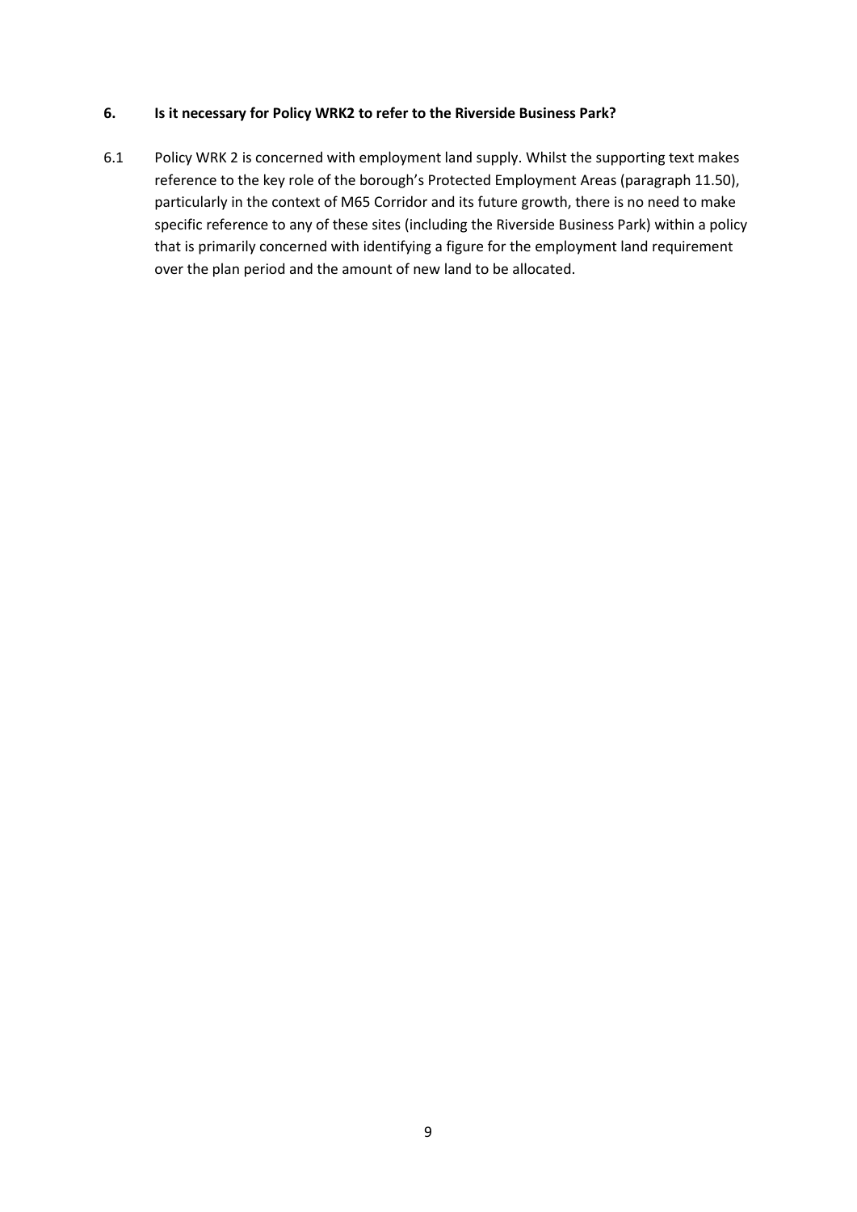**6. Is it necessary for Policy WRK2 to refer to the Riverside Business Park?**

6.1 Policy WRK 2 is concerned with employment land supply. Whilst the supporting text makes reference to the key role of the borough's Protected Employment Areas (paragraph 11.50), particularly in the context of M65 Corridor and its future growth, there is no need to make specific reference to any of these sites (including the Riverside Business Park) within a policy that is primarily concerned with identifying a figure for the employment land requirement over the plan period and the amount of new land to be allocated.